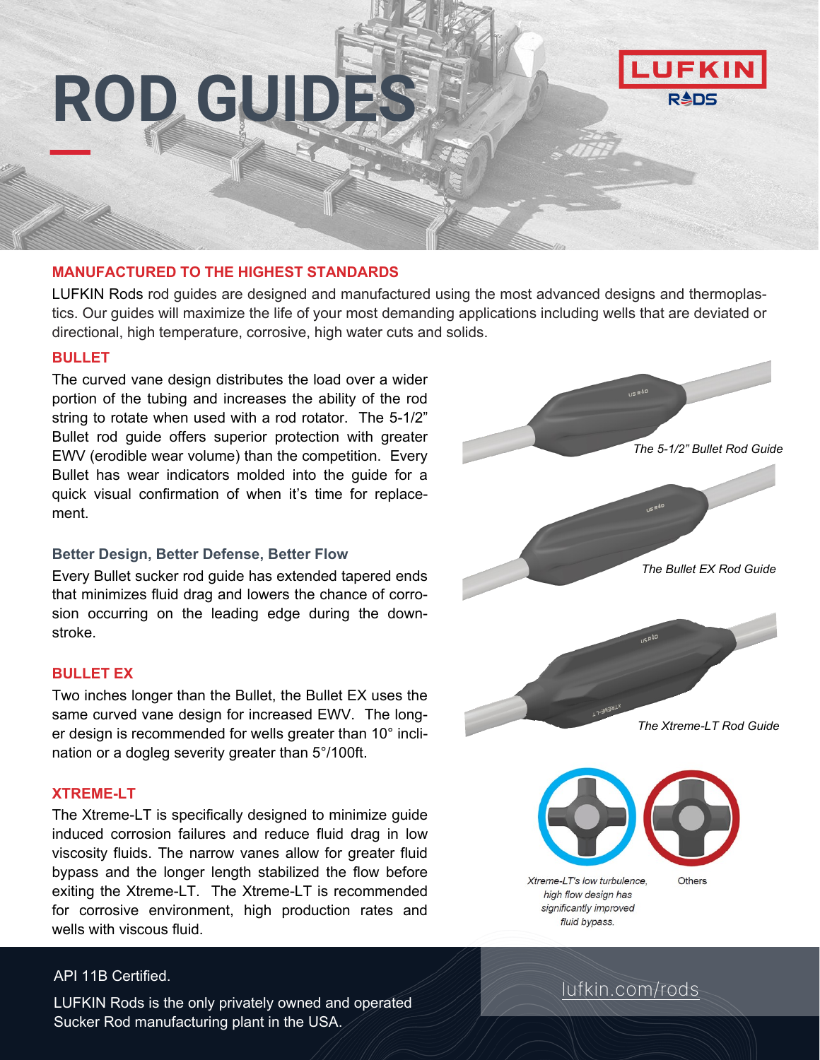# ROD GUIDES

LUFKIN RODS

## MANUFACTURED TO THE HIGHEST STANDARDS

LUFKIN Rods rod guides are designed and manufactured using the most advanced designs and thermoplastics. Our guides will maximize the life of your most demanding applications including wells that are deviated or directional, high temperature, corrosive, high water cuts and solids.

## BULLET

The curved vane design distributes the load over a wider portion of the tubing and increases the ability of the rod string to rotate when used with a rod rotator. The 5-1/2" Bullet rod guide offers superior protection with greater EWV (erodible wear volume) than the competition. Every Bullet has wear indicators molded into the guide for a quick visual confirmation of when it's time for replacement.

### Better Design, Better Defense, Better Flow

Every Bullet sucker rod guide has extended tapered ends that minimizes fluid drag and lowers the chance of corrosion occurring on the leading edge during the downstroke.

## BULLET EX

Two inches longer than the Bullet, the Bullet EX uses the same curved vane design for increased EWV. The longer design is recommended for wells greater than 10° inclination or a dogleg severity greater than 5°/100ft.

## XTREME-LT

The Xtreme-LT is specifically designed to minimize guide induced corrosion failures and reduce fluid drag in low viscosity fluids. The narrow vanes allow for greater fluid bypass and the longer length stabilized the flow before exiting the Xtreme-LT. The Xtreme-LT is recommended for corrosive environment, high production rates and wells with viscous fluid.

*The 5-1/2" Bullet Rod Guide*

*The Bullet EX Rod Guide*

*The Xtreme-LT Rod Guide*

*Xtreme-LT's low turbulence, high flow design has significantly improved fluid bypass.*

Others

API 11B Certified.

LUFKIN Rods is the only privately owned and operated Sucker Rod manufacturing plant in the USA.

lufkin.com/rods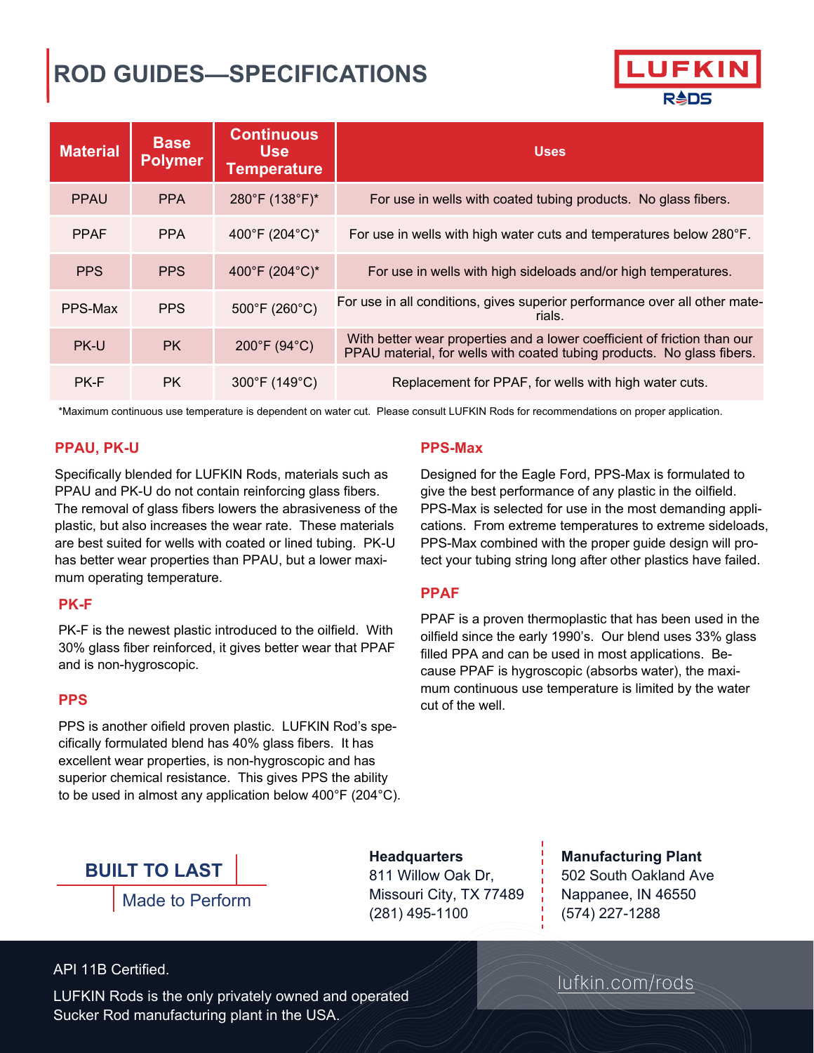# ROD GUIDES—SPECIFICATIONS

LUFKIN RODS

| Material | Base Polymer | Continuous Use Temperature | Uses |
|---|---|---|---|
| PPAU | PPA | 280°F (138°F)* | For use in wells with coated tubing products. No glass fibers. |
| PPAF | PPA | 400°F (204°C)* | For use in wells with high water cuts and temperatures below 280°F. |
| PPS | PPS | 400°F (204°C)* | For use in wells with high sideloads and/or high temperatures. |
| PPS-Max | PPS | 500°F (260°C) | For use in all conditions, gives superior performance over all other materials. |
| PK-U | PK | 200°F (94°C) | With better wear properties and a lower coefficient of friction than our PPAU material, for wells with coated tubing products. No glass fibers. |
| PK-F | PK | 300°F (149°C) | Replacement for PPAF, for wells with high water cuts. |

*Maximum continuous use temperature is dependent on water cut. Please consult LUFKIN Rods for recommendations on proper application.

### PPAU, PK-U

Specifically blended for LUFKIN Rods, materials such as PPAU and PK-U do not contain reinforcing glass fibers. The removal of glass fibers lowers the abrasiveness of the plastic, but also increases the wear rate. These materials are best suited for wells with coated or lined tubing. PK-U has better wear properties than PPAU, but a lower maximum operating temperature.

### PK-F

PK-F is the newest plastic introduced to the oilfield. With 30% glass fiber reinforced, it gives better wear that PPAF and is non-hygroscopic.

### PPS

PPS is another oifield proven plastic. LUFKIN Rod's specifically formulated blend has 40% glass fibers. It has excellent wear properties, is non-hygroscopic and has superior chemical resistance. This gives PPS the ability to be used in almost any application below 400°F (204°C).

### PPS-Max

Designed for the Eagle Ford, PPS-Max is formulated to give the best performance of any plastic in the oilfield. PPS-Max is selected for use in the most demanding applications. From extreme temperatures to extreme sideloads, PPS-Max combined with the proper guide design will protect your tubing string long after other plastics have failed.

### PPAF

PPAF is a proven thermoplastic that has been used in the oilfield since the early 1990's. Our blend uses 33% glass filled PPA and can be used in most applications. Because PPAF is hygroscopic (absorbs water), the maximum continuous use temperature is limited by the water cut of the well.

**BUILT TO LAST**

Made to Perform

**Headquarters**
811 Willow Oak Dr,
Missouri City, TX 77489
(281) 495-1100

**Manufacturing Plant**
502 South Oakland Ave
Nappanee, IN 46550
(574) 227-1288

API 11B Certified.

LUFKIN Rods is the only privately owned and operated Sucker Rod manufacturing plant in the USA.

lufkin.com/rods